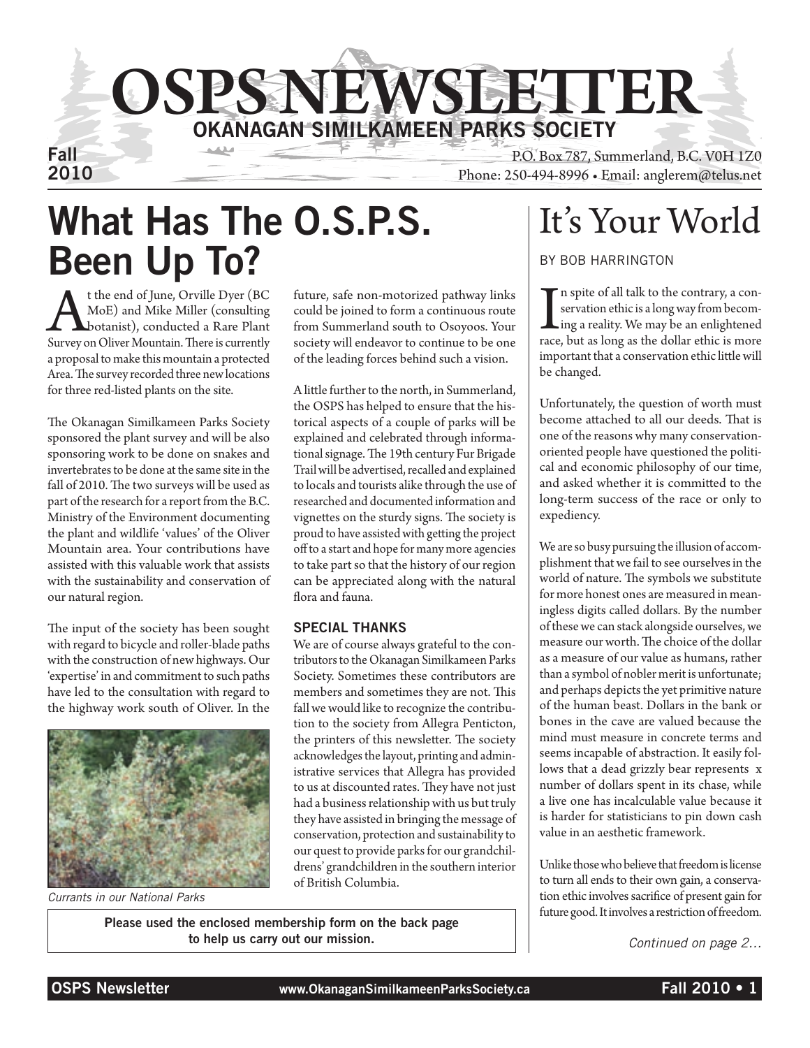# OSPS NEWSLETTER

## OKANAGAN SIMILKAMEEN PARKS SOCIETY

Fall 2010

P.O. Box 787, Summerland, B.C. V0H 1Z0
Phone: 250-494-8996 • Email: anglerem@telus.net

# What Has The O.S.P.S. Been Up To?

At the end of June, Orville Dyer (BC MoE) and Mike Miller (consulting botanist), conducted a Rare Plant Survey on Oliver Mountain. There is currently a proposal to make this mountain a protected Area. The survey recorded three new locations for three red-listed plants on the site.

The Okanagan Similkameen Parks Society sponsored the plant survey and will be also sponsoring work to be done on snakes and invertebrates to be done at the same site in the fall of 2010. The two surveys will be used as part of the research for a report from the B.C. Ministry of the Environment documenting the plant and wildlife 'values' of the Oliver Mountain area. Your contributions have assisted with this valuable work that assists with the sustainability and conservation of our natural region.

The input of the society has been sought with regard to bicycle and roller-blade paths with the construction of new highways. Our 'expertise' in and commitment to such paths have led to the consultation with regard to the highway work south of Oliver. In the future, safe non-motorized pathway links could be joined to form a continuous route from Summerland south to Osoyoos. Your society will endeavor to continue to be one of the leading forces behind such a vision.

*Currants in our National Parks*

A little further to the north, in Summerland, the OSPS has helped to ensure that the historical aspects of a couple of parks will be explained and celebrated through informational signage. The 19th century Fur Brigade Trail will be advertised, recalled and explained to locals and tourists alike through the use of researched and documented information and vignettes on the sturdy signs. The society is proud to have assisted with getting the project off to a start and hope for many more agencies to take part so that the history of our region can be appreciated along with the natural flora and fauna.

### SPECIAL THANKS

We are of course always grateful to the contributors to the Okanagan Similkameen Parks Society. Sometimes these contributors are members and sometimes they are not. This fall we would like to recognize the contribution to the society from Allegra Penticton, the printers of this newsletter. The society acknowledges the layout, printing and administrative services that Allegra has provided to us at discounted rates. They have not just had a business relationship with us but truly they have assisted in bringing the message of conservation, protection and sustainability to our quest to provide parks for our grandchildrens' grandchildren in the southern interior of British Columbia.

**Please used the enclosed membership form on the back page to help us carry out our mission.**

# It's Your World

BY BOB HARRINGTON

In spite of all talk to the contrary, a conservation ethic is a long way from becoming a reality. We may be an enlightened race, but as long as the dollar ethic is more important that a conservation ethic little will be changed.

Unfortunately, the question of worth must become attached to all our deeds. That is one of the reasons why many conservation-oriented people have questioned the political and economic philosophy of our time, and asked whether it is committed to the long-term success of the race or only to expediency.

We are so busy pursuing the illusion of accomplishment that we fail to see ourselves in the world of nature. The symbols we substitute for more honest ones are measured in meaningless digits called dollars. By the number of these we can stack alongside ourselves, we measure our worth. The choice of the dollar as a measure of our value as humans, rather than a symbol of nobler merit is unfortunate; and perhaps depicts the yet primitive nature of the human beast. Dollars in the bank or bones in the cave are valued because the mind must measure in concrete terms and seems incapable of abstraction. It easily follows that a dead grizzly bear represents x number of dollars spent in its chase, while a live one has incalculable value because it is harder for statisticians to pin down cash value in an aesthetic framework.

Unlike those who believe that freedom is license to turn all ends to their own gain, a conservation ethic involves sacrifice of present gain for future good. It involves a restriction of freedom.

*Continued on page 2...*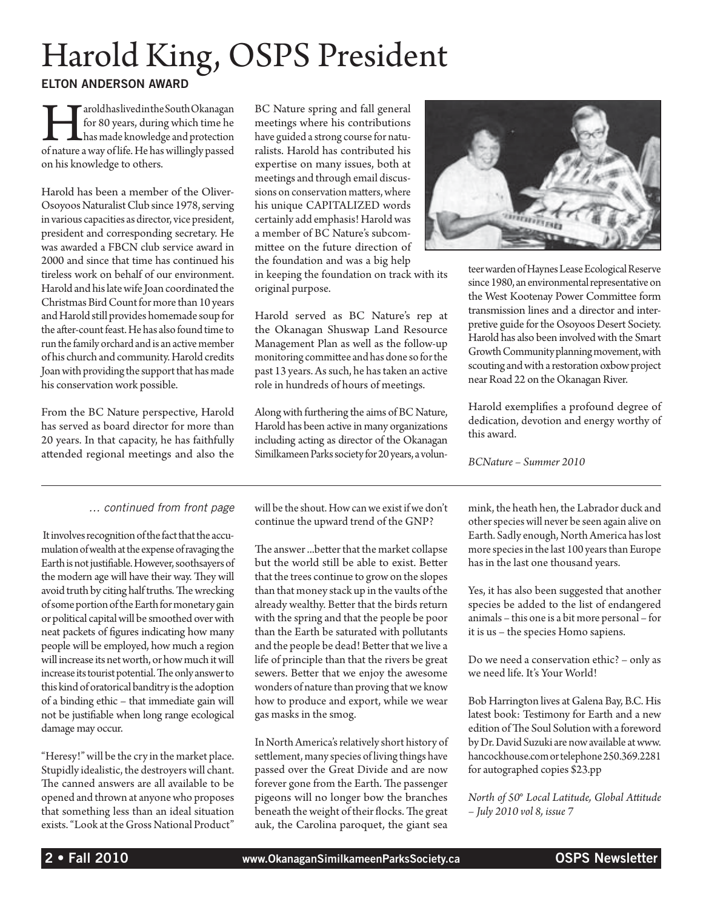# Harold King, OSPS President

**ELTON ANDERSON AWARD**

Harold has lived in the South Okanagan for 80 years, during which time he has made knowledge and protection of nature a way of life. He has willingly passed on his knowledge to others.

Harold has been a member of the Oliver-Osoyoos Naturalist Club since 1978, serving in various capacities as director, vice president, president and corresponding secretary. He was awarded a FBCN club service award in 2000 and since that time has continued his tireless work on behalf of our environment. Harold and his late wife Joan coordinated the Christmas Bird Count for more than 10 years and Harold still provides homemade soup for the after-count feast. He has also found time to run the family orchard and is an active member of his church and community. Harold credits Joan with providing the support that has made his conservation work possible.

From the BC Nature perspective, Harold has served as board director for more than 20 years. In that capacity, he has faithfully attended regional meetings and also the BC Nature spring and fall general meetings where his contributions have guided a strong course for naturalists. Harold has contributed his expertise on many issues, both at meetings and through email discussions on conservation matters, where his unique CAPITALIZED words certainly add emphasis! Harold was a member of BC Nature's subcommittee on the future direction of the foundation and was a big help in keeping the foundation on track with its original purpose.

Harold served as BC Nature's rep at the Okanagan Shuswap Land Resource Management Plan as well as the follow-up monitoring committee and has done so for the past 13 years. As such, he has taken an active role in hundreds of hours of meetings.

Along with furthering the aims of BC Nature, Harold has been active in many organizations including acting as director of the Okanagan Similkameen Parks society for 20 years, a volunteer warden of Haynes Lease Ecological Reserve since 1980, an environmental representative on the West Kootenay Power Committee form transmission lines and a director and interpretive guide for the Osoyoos Desert Society. Harold has also been involved with the Smart Growth Community planning movement, with scouting and with a restoration oxbow project near Road 22 on the Okanagan River.

Harold exemplifies a profound degree of dedication, devotion and energy worthy of this award.

*BCNature – Summer 2010*

---

*... continued from front page*

It involves recognition of the fact that the accumulation of wealth at the expense of ravaging the Earth is not justifiable. However, soothsayers of the modern age will have their way. They will avoid truth by citing half truths. The wrecking of some portion of the Earth for monetary gain or political capital will be smoothed over with neat packets of figures indicating how many people will be employed, how much a region will increase its net worth, or how much it will increase its tourist potential. The only answer to this kind of oratorical banditry is the adoption of a binding ethic – that immediate gain will not be justifiable when long range ecological damage may occur.

"Heresy!" will be the cry in the market place. Stupidly idealistic, the destroyers will chant. The canned answers are all available to be opened and thrown at anyone who proposes that something less than an ideal situation exists. "Look at the Gross National Product" will be the shout. How can we exist if we don't continue the upward trend of the GNP?

The answer ...better that the market collapse but the world still be able to exist. Better that the trees continue to grow on the slopes than that money stack up in the vaults of the already wealthy. Better that the birds return with the spring and that the people be poor than the Earth be saturated with pollutants and the people be dead! Better that we live a life of principle than that the rivers be great sewers. Better that we enjoy the awesome wonders of nature than proving that we know how to produce and export, while we wear gas masks in the smog.

In North America's relatively short history of settlement, many species of living things have passed over the Great Divide and are now forever gone from the Earth. The passenger pigeons will no longer bow the branches beneath the weight of their flocks. The great auk, the Carolina paroquet, the giant sea mink, the heath hen, the Labrador duck and other species will never be seen again alive on Earth. Sadly enough, North America has lost more species in the last 100 years than Europe has in the last one thousand years.

Yes, it has also been suggested that another species be added to the list of endangered animals – this one is a bit more personal – for it is us – the species Homo sapiens.

Do we need a conservation ethic? – only as we need life. It's Your World!

Bob Harrington lives at Galena Bay, B.C. His latest book: Testimony for Earth and a new edition of The Soul Solution with a foreword by Dr. David Suzuki are now available at www.hancockhouse.com or telephone 250.369.2281 for autographed copies $23.pp

*North of 50° Local Latitude, Global Attitude – July 2010 vol 8, issue 7*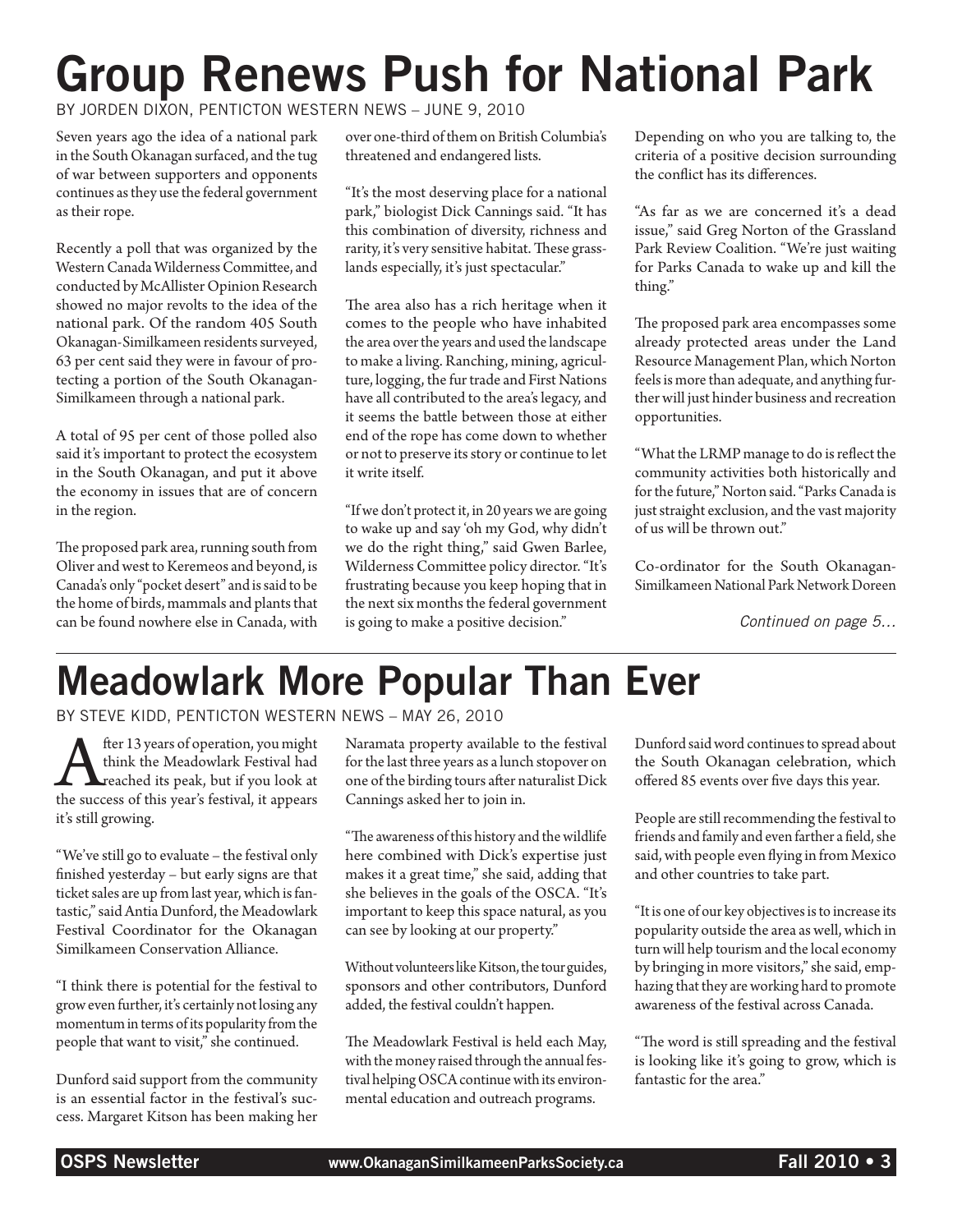# Group Renews Push for National Park

BY JORDEN DIXON, PENTICTON WESTERN NEWS – JUNE 9, 2010

Seven years ago the idea of a national park in the South Okanagan surfaced, and the tug of war between supporters and opponents continues as they use the federal government as their rope.

Recently a poll that was organized by the Western Canada Wilderness Committee, and conducted by McAllister Opinion Research showed no major revolts to the idea of the national park. Of the random 405 South Okanagan-Similkameen residents surveyed, 63 per cent said they were in favour of protecting a portion of the South Okanagan-Similkameen through a national park.

A total of 95 per cent of those polled also said it's important to protect the ecosystem in the South Okanagan, and put it above the economy in issues that are of concern in the region.

The proposed park area, running south from Oliver and west to Keremeos and beyond, is Canada's only "pocket desert" and is said to be the home of birds, mammals and plants that can be found nowhere else in Canada, with over one-third of them on British Columbia's threatened and endangered lists.

"It's the most deserving place for a national park," biologist Dick Cannings said. "It has this combination of diversity, richness and rarity, it's very sensitive habitat. These grasslands especially, it's just spectacular."

The area also has a rich heritage when it comes to the people who have inhabited the area over the years and used the landscape to make a living. Ranching, mining, agriculture, logging, the fur trade and First Nations have all contributed to the area's legacy, and it seems the battle between those at either end of the rope has come down to whether or not to preserve its story or continue to let it write itself.

"If we don't protect it, in 20 years we are going to wake up and say 'oh my God, why didn't we do the right thing," said Gwen Barlee, Wilderness Committee policy director. "It's frustrating because you keep hoping that in the next six months the federal government is going to make a positive decision."

Depending on who you are talking to, the criteria of a positive decision surrounding the conflict has its differences.

"As far as we are concerned it's a dead issue," said Greg Norton of the Grassland Park Review Coalition. "We're just waiting for Parks Canada to wake up and kill the thing."

The proposed park area encompasses some already protected areas under the Land Resource Management Plan, which Norton feels is more than adequate, and anything further will just hinder business and recreation opportunities.

"What the LRMP manage to do is reflect the community activities both historically and for the future," Norton said. "Parks Canada is just straight exclusion, and the vast majority of us will be thrown out."

Co-ordinator for the South Okanagan-Similkameen National Park Network Doreen

*Continued on page 5…*

# Meadowlark More Popular Than Ever

BY STEVE KIDD, PENTICTON WESTERN NEWS – MAY 26, 2010

After 13 years of operation, you might think the Meadowlark Festival had reached its peak, but if you look at the success of this year's festival, it appears it's still growing.

"We've still go to evaluate – the festival only finished yesterday – but early signs are that ticket sales are up from last year, which is fantastic," said Antia Dunford, the Meadowlark Festival Coordinator for the Okanagan Similkameen Conservation Alliance.

"I think there is potential for the festival to grow even further, it's certainly not losing any momentum in terms of its popularity from the people that want to visit," she continued.

Dunford said support from the community is an essential factor in the festival's success. Margaret Kitson has been making her Naramata property available to the festival for the last three years as a lunch stopover on one of the birding tours after naturalist Dick Cannings asked her to join in.

"The awareness of this history and the wildlife here combined with Dick's expertise just makes it a great time," she said, adding that she believes in the goals of the OSCA. "It's important to keep this space natural, as you can see by looking at our property."

Without volunteers like Kitson, the tour guides, sponsors and other contributors, Dunford added, the festival couldn't happen.

The Meadowlark Festival is held each May, with the money raised through the annual festival helping OSCA continue with its environmental education and outreach programs.

Dunford said word continues to spread about the South Okanagan celebration, which offered 85 events over five days this year.

People are still recommending the festival to friends and family and even farther a field, she said, with people even flying in from Mexico and other countries to take part.

"It is one of our key objectives is to increase its popularity outside the area as well, which in turn will help tourism and the local economy by bringing in more visitors," she said, emphazing that they are working hard to promote awareness of the festival across Canada.

"The word is still spreading and the festival is looking like it's going to grow, which is fantastic for the area."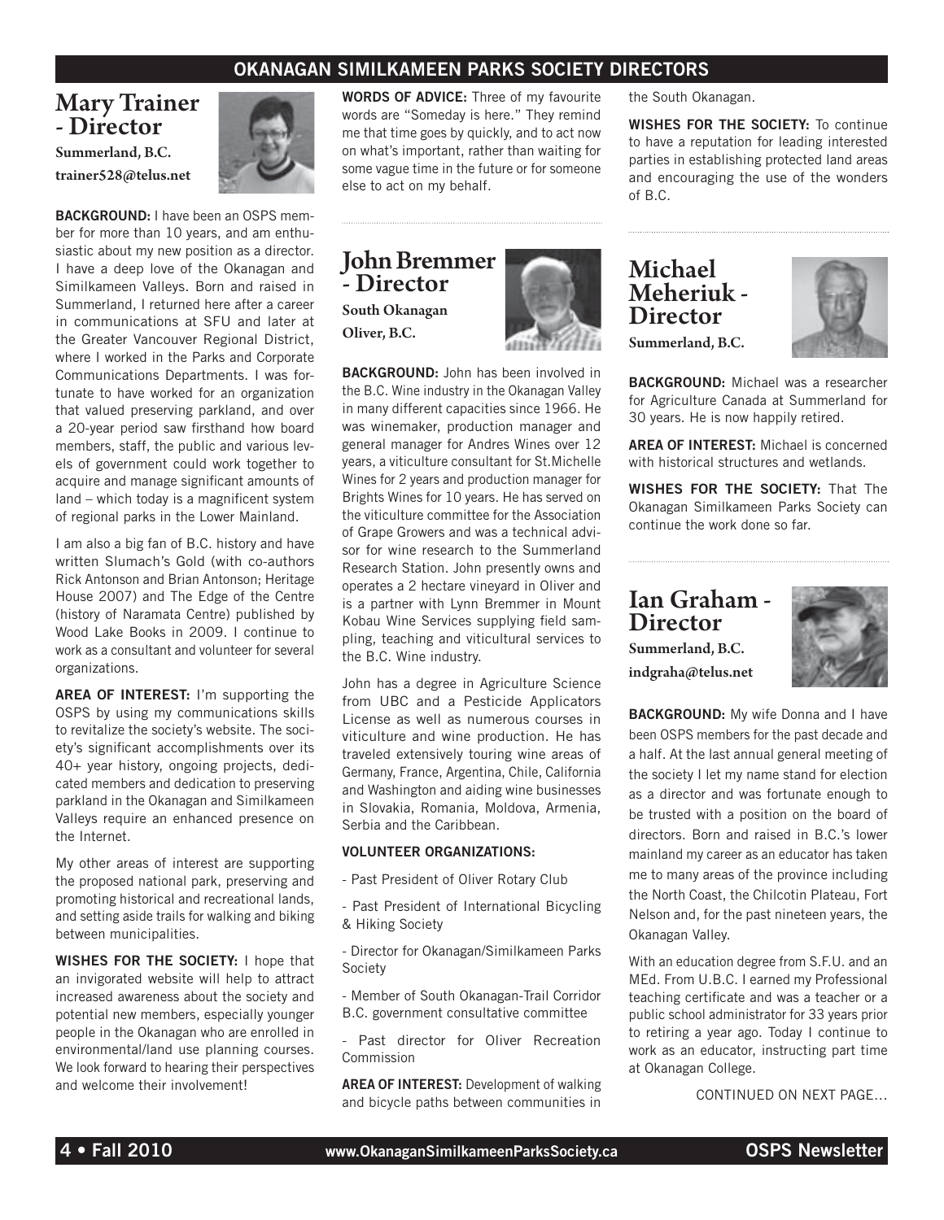## OKANAGAN SIMILKAMEEN PARKS SOCIETY DIRECTORS

### Mary Trainer - Director

**Summerland, B.C.**
**trainer528@telus.net**

**BACKGROUND:** I have been an OSPS member for more than 10 years, and am enthusiastic about my new position as a director. I have a deep love of the Okanagan and Similkameen Valleys. Born and raised in Summerland, I returned here after a career in communications at SFU and later at the Greater Vancouver Regional District, where I worked in the Parks and Corporate Communications Departments. I was fortunate to have worked for an organization that valued preserving parkland, and over a 20-year period saw firsthand how board members, staff, the public and various levels of government could work together to acquire and manage significant amounts of land – which today is a magnificent system of regional parks in the Lower Mainland.

I am also a big fan of B.C. history and have written Slumach's Gold (with co-authors Rick Antonson and Brian Antonson; Heritage House 2007) and The Edge of the Centre (history of Naramata Centre) published by Wood Lake Books in 2009. I continue to work as a consultant and volunteer for several organizations.

**AREA OF INTEREST:** I'm supporting the OSPS by using my communications skills to revitalize the society's website. The society's significant accomplishments over its 40+ year history, ongoing projects, dedicated members and dedication to preserving parkland in the Okanagan and Similkameen Valleys require an enhanced presence on the Internet.

My other areas of interest are supporting the proposed national park, preserving and promoting historical and recreational lands, and setting aside trails for walking and biking between municipalities.

**WISHES FOR THE SOCIETY:** I hope that an invigorated website will help to attract increased awareness about the society and potential new members, especially younger people in the Okanagan who are enrolled in environmental/land use planning courses. We look forward to hearing their perspectives and welcome their involvement!

**WORDS OF ADVICE:** Three of my favourite words are "Someday is here." They remind me that time goes by quickly, and to act now on what's important, rather than waiting for some vague time in the future or for someone else to act on my behalf.

### John Bremmer - Director

**South Okanagan**
**Oliver, B.C.**

**BACKGROUND:** John has been involved in the B.C. Wine industry in the Okanagan Valley in many different capacities since 1966. He was winemaker, production manager and general manager for Andres Wines over 12 years, a viticulture consultant for St.Michelle Wines for 2 years and production manager for Brights Wines for 10 years. He has served on the viticulture committee for the Association of Grape Growers and was a technical advisor for wine research to the Summerland Research Station. John presently owns and operates a 2 hectare vineyard in Oliver and is a partner with Lynn Bremmer in Mount Kobau Wine Services supplying field sampling, teaching and viticultural services to the B.C. Wine industry.

John has a degree in Agriculture Science from UBC and a Pesticide Applicators License as well as numerous courses in viticulture and wine production. He has traveled extensively touring wine areas of Germany, France, Argentina, Chile, California and Washington and aiding wine businesses in Slovakia, Romania, Moldova, Armenia, Serbia and the Caribbean.

**VOLUNTEER ORGANIZATIONS:**

- Past President of Oliver Rotary Club
- Past President of International Bicycling & Hiking Society
- Director for Okanagan/Similkameen Parks Society
- Member of South Okanagan-Trail Corridor B.C. government consultative committee
- Past director for Oliver Recreation Commission

**AREA OF INTEREST:** Development of walking and bicycle paths between communities in the South Okanagan.

**WISHES FOR THE SOCIETY:** To continue to have a reputation for leading interested parties in establishing protected land areas and encouraging the use of the wonders of B.C.

### Michael Meheriuk - Director

**Summerland, B.C.**

**BACKGROUND:** Michael was a researcher for Agriculture Canada at Summerland for 30 years. He is now happily retired.

**AREA OF INTEREST:** Michael is concerned with historical structures and wetlands.

**WISHES FOR THE SOCIETY:** That The Okanagan Similkameen Parks Society can continue the work done so far.

### Ian Graham - Director

**Summerland, B.C.**
**indgraha@telus.net**

**BACKGROUND:** My wife Donna and I have been OSPS members for the past decade and a half. At the last annual general meeting of the society I let my name stand for election as a director and was fortunate enough to be trusted with a position on the board of directors. Born and raised in B.C.'s lower mainland my career as an educator has taken me to many areas of the province including the North Coast, the Chilcotin Plateau, Fort Nelson and, for the past nineteen years, the Okanagan Valley.

With an education degree from S.F.U. and an MEd. From U.B.C. I earned my Professional teaching certificate and was a teacher or a public school administrator for 33 years prior to retiring a year ago. Today I continue to work as an educator, instructing part time at Okanagan College.

CONTINUED ON NEXT PAGE...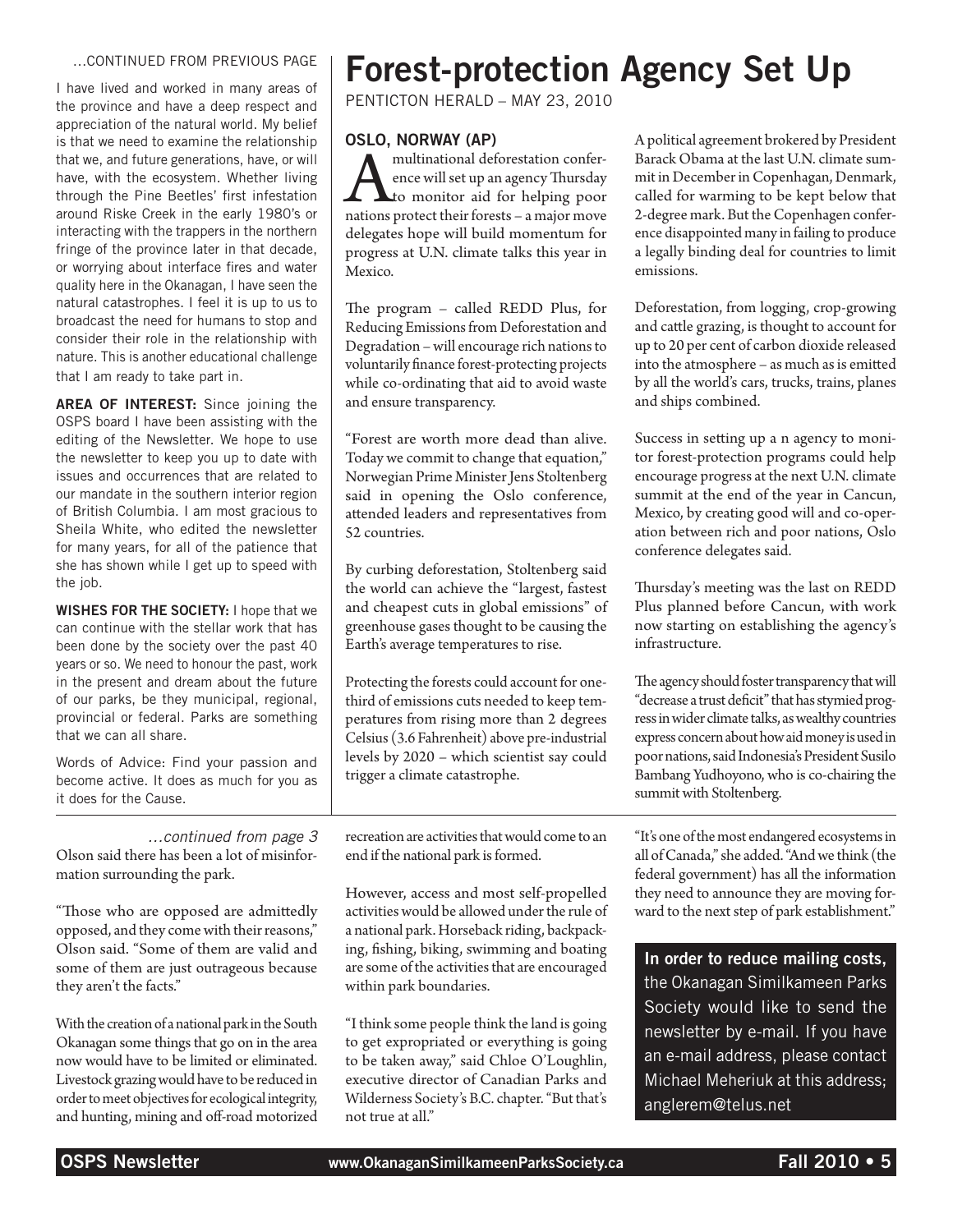...CONTINUED FROM PREVIOUS PAGE

I have lived and worked in many areas of the province and have a deep respect and appreciation of the natural world. My belief is that we need to examine the relationship that we, and future generations, have, or will have, with the ecosystem. Whether living through the Pine Beetles' first infestation around Riske Creek in the early 1980's or interacting with the trappers in the northern fringe of the province later in that decade, or worrying about interface fires and water quality here in the Okanagan, I have seen the natural catastrophes. I feel it is up to us to broadcast the need for humans to stop and consider their role in the relationship with nature. This is another educational challenge that I am ready to take part in.

**AREA OF INTEREST:** Since joining the OSPS board I have been assisting with the editing of the Newsletter. We hope to use the newsletter to keep you up to date with issues and occurrences that are related to our mandate in the southern interior region of British Columbia. I am most gracious to Sheila White, who edited the newsletter for many years, for all of the patience that she has shown while I get up to speed with the job.

**WISHES FOR THE SOCIETY:** I hope that we can continue with the stellar work that has been done by the society over the past 40 years or so. We need to honour the past, work in the present and dream about the future of our parks, be they municipal, regional, provincial or federal. Parks are something that we can all share.

Words of Advice: Find your passion and become active. It does as much for you as it does for the Cause.

# Forest-protection Agency Set Up

PENTICTON HERALD – MAY 23, 2010

**OSLO, NORWAY (AP)**

A multinational deforestation conference will set up an agency Thursday to monitor aid for helping poor nations protect their forests – a major move delegates hope will build momentum for progress at U.N. climate talks this year in Mexico.

The program – called REDD Plus, for Reducing Emissions from Deforestation and Degradation – will encourage rich nations to voluntarily finance forest-protecting projects while co-ordinating that aid to avoid waste and ensure transparency.

"Forest are worth more dead than alive. Today we commit to change that equation," Norwegian Prime Minister Jens Stoltenberg said in opening the Oslo conference, attended leaders and representatives from 52 countries.

By curbing deforestation, Stoltenberg said the world can achieve the "largest, fastest and cheapest cuts in global emissions" of greenhouse gases thought to be causing the Earth's average temperatures to rise.

Protecting the forests could account for one-third of emissions cuts needed to keep temperatures from rising more than 2 degrees Celsius (3.6 Fahrenheit) above pre-industrial levels by 2020 – which scientist say could trigger a climate catastrophe.

A political agreement brokered by President Barack Obama at the last U.N. climate summit in December in Copenhagen, Denmark, called for warming to be kept below that 2-degree mark. But the Copenhagen conference disappointed many in failing to produce a legally binding deal for countries to limit emissions.

Deforestation, from logging, crop-growing and cattle grazing, is thought to account for up to 20 per cent of carbon dioxide released into the atmosphere – as much as is emitted by all the world's cars, trucks, trains, planes and ships combined.

Success in setting up a n agency to monitor forest-protection programs could help encourage progress at the next U.N. climate summit at the end of the year in Cancun, Mexico, by creating good will and co-operation between rich and poor nations, Oslo conference delegates said.

Thursday's meeting was the last on REDD Plus planned before Cancun, with work now starting on establishing the agency's infrastructure.

The agency should foster transparency that will "decrease a trust deficit" that has stymied progress in wider climate talks, as wealthy countries express concern about how aid money is used in poor nations, said Indonesia's President Susilo Bambang Yudhoyono, who is co-chairing the summit with Stoltenberg.

---

*...continued from page 3*

Olson said there has been a lot of misinformation surrounding the park.

"Those who are opposed are admittedly opposed, and they come with their reasons," Olson said. "Some of them are valid and some of them are just outrageous because they aren't the facts."

With the creation of a national park in the South Okanagan some things that go on in the area now would have to be limited or eliminated. Livestock grazing would have to be reduced in order to meet objectives for ecological integrity, and hunting, mining and off-road motorized recreation are activities that would come to an end if the national park is formed.

However, access and most self-propelled activities would be allowed under the rule of a national park. Horseback riding, backpacking, fishing, biking, swimming and boating are some of the activities that are encouraged within park boundaries.

"I think some people think the land is going to get expropriated or everything is going to be taken away," said Chloe O'Loughlin, executive director of Canadian Parks and Wilderness Society's B.C. chapter. "But that's not true at all."

"It's one of the most endangered ecosystems in all of Canada," she added. "And we think (the federal government) has all the information they need to announce they are moving forward to the next step of park establishment."

**In order to reduce mailing costs,** the Okanagan Similkameen Parks Society would like to send the newsletter by e-mail. If you have an e-mail address, please contact Michael Meheriuk at this address; anglerem@telus.net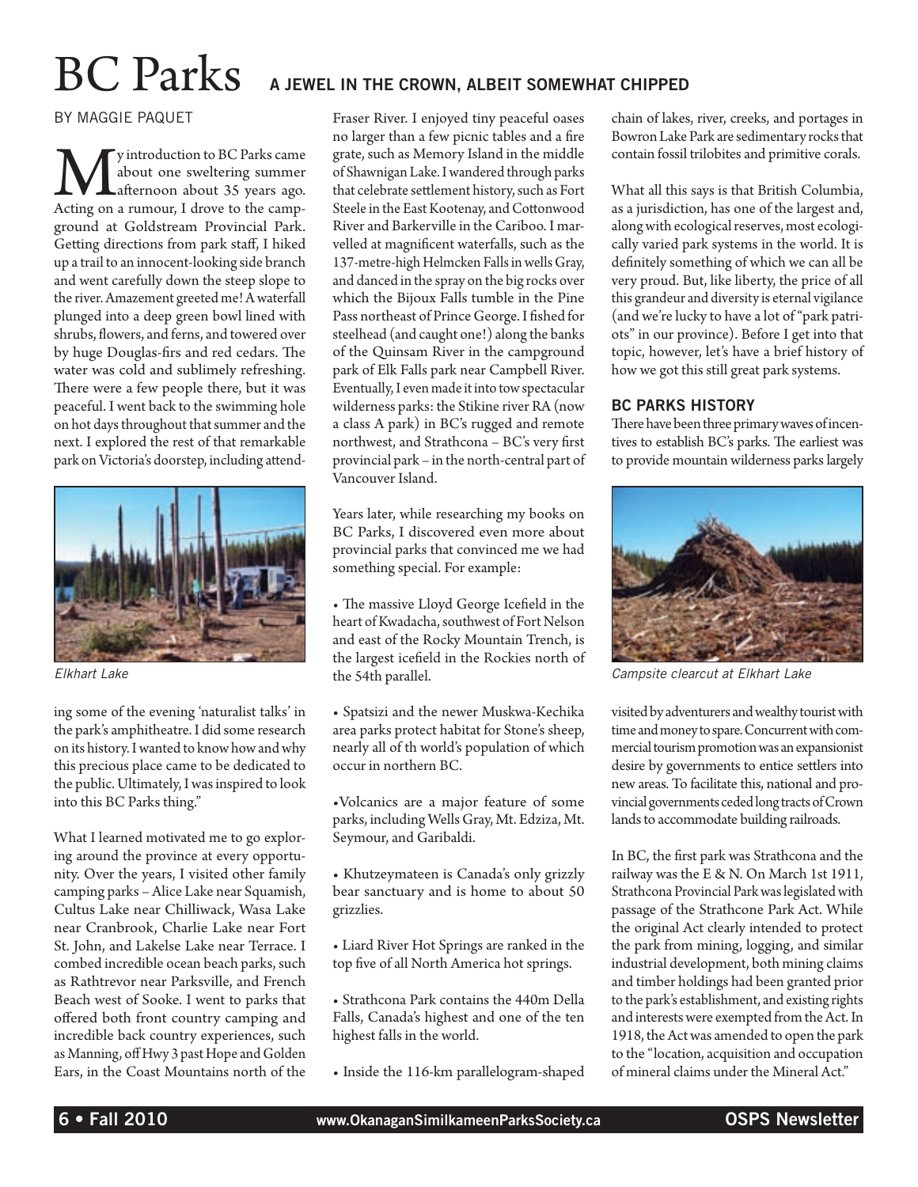# BC Parks

## A JEWEL IN THE CROWN, ALBEIT SOMEWHAT CHIPPED

BY MAGGIE PAQUET

My introduction to BC Parks came about one sweltering summer afternoon about 35 years ago. Acting on a rumour, I drove to the campground at Goldstream Provincial Park. Getting directions from park staff, I hiked up a trail to an innocent-looking side branch and went carefully down the steep slope to the river. Amazement greeted me! A waterfall plunged into a deep green bowl lined with shrubs, flowers, and ferns, and towered over by huge Douglas-firs and red cedars. The water was cold and sublimely refreshing. There were a few people there, but it was peaceful. I went back to the swimming hole on hot days throughout that summer and the next. I explored the rest of that remarkable park on Victoria's doorstep, including attending some of the evening 'naturalist talks' in the park's amphitheatre. I did some research on its history. I wanted to know how and why this precious place came to be dedicated to the public. Ultimately, I was inspired to look into this BC Parks thing."

*Elkhart Lake*

What I learned motivated me to go exploring around the province at every opportunity. Over the years, I visited other family camping parks – Alice Lake near Squamish, Cultus Lake near Chilliwack, Wasa Lake near Cranbrook, Charlie Lake near Fort St. John, and Lakelse Lake near Terrace. I combed incredible ocean beach parks, such as Rathtrevor near Parksville, and French Beach west of Sooke. I went to parks that offered both front country camping and incredible back country experiences, such as Manning, off Hwy 3 past Hope and Golden Ears, in the Coast Mountains north of the Fraser River. I enjoyed tiny peaceful oases no larger than a few picnic tables and a fire grate, such as Memory Island in the middle of Shawnigan Lake. I wandered through parks that celebrate settlement history, such as Fort Steele in the East Kootenay, and Cottonwood River and Barkerville in the Cariboo. I marvelled at magnificent waterfalls, such as the 137-metre-high Helmcken Falls in wells Gray, and danced in the spray on the big rocks over which the Bijoux Falls tumble in the Pine Pass northeast of Prince George. I fished for steelhead (and caught one!) along the banks of the Quinsam River in the campground park of Elk Falls park near Campbell River. Eventually, I even made it into tow spectacular wilderness parks: the Stikine river RA (now a class A park) in BC's rugged and remote northwest, and Strathcona – BC's very first provincial park – in the north-central part of Vancouver Island.

Years later, while researching my books on BC Parks, I discovered even more about provincial parks that convinced me we had something special. For example:

- The massive Lloyd George Icefield in the heart of Kwadacha, southwest of Fort Nelson and east of the Rocky Mountain Trench, is the largest icefield in the Rockies north of the 54th parallel.
- Spatsizi and the newer Muskwa-Kechika area parks protect habitat for Stone's sheep, nearly all of th world's population of which occur in northern BC.
- Volcanics are a major feature of some parks, including Wells Gray, Mt. Edziza, Mt. Seymour, and Garibaldi.
- Khutzeymateen is Canada's only grizzly bear sanctuary and is home to about 50 grizzlies.
- Liard River Hot Springs are ranked in the top five of all North America hot springs.
- Strathcona Park contains the 440m Della Falls, Canada's highest and one of the ten highest falls in the world.
- Inside the 116-km parallelogram-shaped chain of lakes, river, creeks, and portages in Bowron Lake Park are sedimentary rocks that contain fossil trilobites and primitive corals.

What all this says is that British Columbia, as a jurisdiction, has one of the largest and, along with ecological reserves, most ecologically varied park systems in the world. It is definitely something of which we can all be very proud. But, like liberty, the price of all this grandeur and diversity is eternal vigilance (and we're lucky to have a lot of "park patriots" in our province). Before I get into that topic, however, let's have a brief history of how we got this still great park systems.

### BC PARKS HISTORY

There have been three primary waves of incentives to establish BC's parks. The earliest was to provide mountain wilderness parks largely visited by adventurers and wealthy tourist with time and money to spare. Concurrent with commercial tourism promotion was an expansionist desire by governments to entice settlers into new areas. To facilitate this, national and provincial governments ceded long tracts of Crown lands to accommodate building railroads.

*Campsite clearcut at Elkhart Lake*

In BC, the first park was Strathcona and the railway was the E & N. On March 1st 1911, Strathcona Provincial Park was legislated with passage of the Strathcone Park Act. While the original Act clearly intended to protect the park from mining, logging, and similar industrial development, both mining claims and timber holdings had been granted prior to the park's establishment, and existing rights and interests were exempted from the Act. In 1918, the Act was amended to open the park to the "location, acquisition and occupation of mineral claims under the Mineral Act."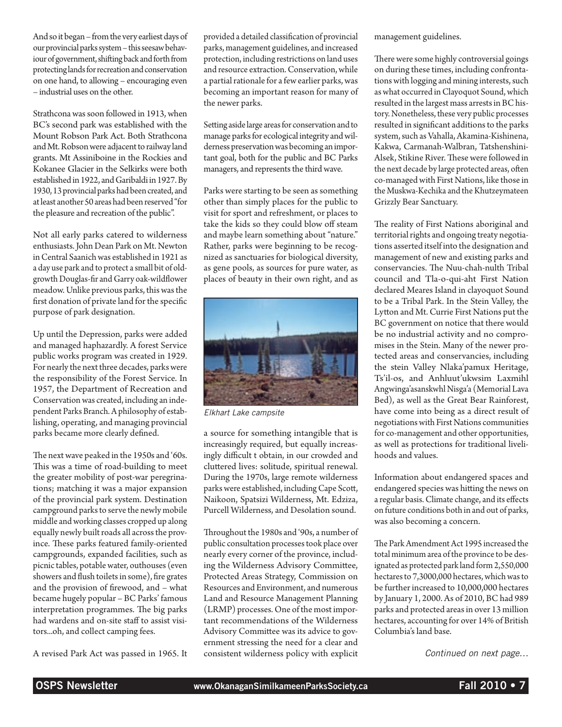And so it began – from the very earliest days of our provincial parks system – this seesaw behaviour of government, shifting back and forth from protecting lands for recreation and conservation on one hand, to allowing – encouraging even – industrial uses on the other.

Strathcona was soon followed in 1913, when BC's second park was established with the Mount Robson Park Act. Both Strathcona and Mt. Robson were adjacent to railway land grants. Mt Assiniboine in the Rockies and Kokanee Glacier in the Selkirks were both established in 1922, and Garibaldi in 1927. By 1930, 13 provincial parks had been created, and at least another 50 areas had been reserved "for the pleasure and recreation of the public".

Not all early parks catered to wilderness enthusiasts. John Dean Park on Mt. Newton in Central Saanich was established in 1921 as a day use park and to protect a small bit of old-growth Douglas-fir and Garry oak-wildflower meadow. Unlike previous parks, this was the first donation of private land for the specific purpose of park designation.

Up until the Depression, parks were added and managed haphazardly. A forest Service public works program was created in 1929. For nearly the next three decades, parks were the responsibility of the Forest Service. In 1957, the Department of Recreation and Conservation was created, including an independent Parks Branch. A philosophy of establishing, operating, and managing provincial parks became more clearly defined.

The next wave peaked in the 1950s and '60s. This was a time of road-building to meet the greater mobility of post-war peregrinations; matching it was a major expansion of the provincial park system. Destination campground parks to serve the newly mobile middle and working classes cropped up along equally newly built roads all across the province. These parks featured family-oriented campgrounds, expanded facilities, such as picnic tables, potable water, outhouses (even showers and flush toilets in some), fire grates and the provision of firewood, and – what became hugely popular – BC Parks' famous interpretation programmes. The big parks had wardens and on-site staff to assist visitors...oh, and collect camping fees.

A revised Park Act was passed in 1965. It provided a detailed classification of provincial parks, management guidelines, and increased protection, including restrictions on land uses and resource extraction. Conservation, while a partial rationale for a few earlier parks, was becoming an important reason for many of the newer parks.

Setting aside large areas for conservation and to manage parks for ecological integrity and wilderness preservation was becoming an important goal, both for the public and BC Parks managers, and represents the third wave.

Parks were starting to be seen as something other than simply places for the public to visit for sport and refreshment, or places to take the kids so they could blow off steam and maybe learn something about "nature." Rather, parks were beginning to be recognized as sanctuaries for biological diversity, as gene pools, as sources for pure water, as places of beauty in their own right, and as a source for something intangible that is increasingly required, but equally increasingly difficult t obtain, in our crowded and cluttered lives: solitude, spiritual renewal. During the 1970s, large remote wilderness parks were established, including Cape Scott, Naikoon, Spatsizi Wilderness, Mt. Edziza, Purcell Wilderness, and Desolation sound.

*Elkhart Lake campsite*

Throughout the 1980s and '90s, a number of public consultation processes took place over nearly every corner of the province, including the Wilderness Advisory Committee, Protected Areas Strategy, Commission on Resources and Environment, and numerous Land and Resource Management Planning (LRMP) processes. One of the most important recommendations of the Wilderness Advisory Committee was its advice to government stressing the need for a clear and consistent wilderness policy with explicit management guidelines.

There were some highly controversial goings on during these times, including confrontations with logging and mining interests, such as what occurred in Clayoquot Sound, which resulted in the largest mass arrests in BC history. Nonetheless, these very public processes resulted in significant additions to the parks system, such as Vahalla, Akamina-Kishinena, Kakwa, Carmanah-Walbran, Tatshenshini-Alsek, Stikine River. These were followed in the next decade by large protected areas, often co-managed with First Nations, like those in the Muskwa-Kechika and the Khutzeymateen Grizzly Bear Sanctuary.

The reality of First Nations aboriginal and territorial rights and ongoing treaty negotiations asserted itself into the designation and management of new and existing parks and conservancies. The Nuu-chah-nulth Tribal council and Tla-o-qui-aht First Nation declared Meares Island in clayoquot Sound to be a Tribal Park. In the Stein Valley, the Lytton and Mt. Currie First Nations put the BC government on notice that there would be no industrial activity and no compromises in the Stein. Many of the newer protected areas and conservancies, including the stein Valley Nlaka'pamux Heritage, Ts'il-os, and Anhluut'ukwsim Laxmihl Angwinga'asanskwhl Nisga'a (Memorial Lava Bed), as well as the Great Bear Rainforest, have come into being as a direct result of negotiations with First Nations communities for co-management and other opportunities, as well as protections for traditional livelihoods and values.

Information about endangered spaces and endangered species was hitting the news on a regular basis. Climate change, and its effects on future conditions both in and out of parks, was also becoming a concern.

The Park Amendment Act 1995 increased the total minimum area of the province to be designated as protected park land form 2,550,000 hectares to 7,3000,000 hectares, which was to be further increased to 10,000,000 hectares by January 1, 2000. As of 2010, BC had 989 parks and protected areas in over 13 million hectares, accounting for over 14% of British Columbia's land base.

*Continued on next page...*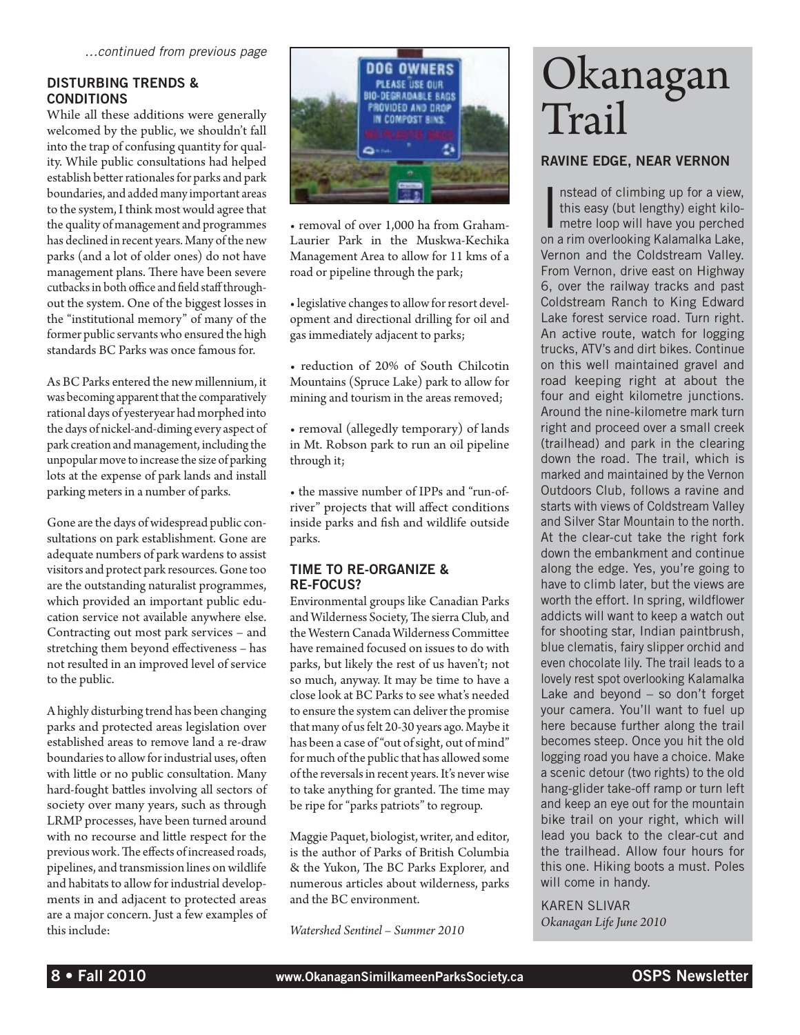*…continued from previous page*

### DISTURBING TRENDS & CONDITIONS

While all these additions were generally welcomed by the public, we shouldn't fall into the trap of confusing quantity for quality. While public consultations had helped establish better rationales for parks and park boundaries, and added many important areas to the system, I think most would agree that the quality of management and programmes has declined in recent years. Many of the new parks (and a lot of older ones) do not have management plans. There have been severe cutbacks in both office and field staff throughout the system. One of the biggest losses in the "institutional memory" of many of the former public servants who ensured the high standards BC Parks was once famous for.

As BC Parks entered the new millennium, it was becoming apparent that the comparatively rational days of yesteryear had morphed into the days of nickel-and-diming every aspect of park creation and management, including the unpopular move to increase the size of parking lots at the expense of park lands and install parking meters in a number of parks.

Gone are the days of widespread public consultations on park establishment. Gone are adequate numbers of park wardens to assist visitors and protect park resources. Gone too are the outstanding naturalist programmes, which provided an important public education service not available anywhere else. Contracting out most park services – and stretching them beyond effectiveness – has not resulted in an improved level of service to the public.

A highly disturbing trend has been changing parks and protected areas legislation over established areas to remove land a re-draw boundaries to allow for industrial uses, often with little or no public consultation. Many hard-fought battles involving all sectors of society over many years, such as through LRMP processes, have been turned around with no recourse and little respect for the previous work. The effects of increased roads, pipelines, and transmission lines on wildlife and habitats to allow for industrial developments in and adjacent to protected areas are a major concern. Just a few examples of this include:

- removal of over 1,000 ha from Graham-Laurier Park in the Muskwa-Kechika Management Area to allow for 11 kms of a road or pipeline through the park;
- legislative changes to allow for resort development and directional drilling for oil and gas immediately adjacent to parks;
- reduction of 20% of South Chilcotin Mountains (Spruce Lake) park to allow for mining and tourism in the areas removed;
- removal (allegedly temporary) of lands in Mt. Robson park to run an oil pipeline through it;
- the massive number of IPPs and "run-of-river" projects that will affect conditions inside parks and fish and wildlife outside parks.

### TIME TO RE-ORGANIZE & RE-FOCUS?

Environmental groups like Canadian Parks and Wilderness Society, The sierra Club, and the Western Canada Wilderness Committee have remained focused on issues to do with parks, but likely the rest of us haven't; not so much, anyway. It may be time to have a close look at BC Parks to see what's needed to ensure the system can deliver the promise that many of us felt 20-30 years ago. Maybe it has been a case of "out of sight, out of mind" for much of the public that has allowed some of the reversals in recent years. It's never wise to take anything for granted. The time may be ripe for "parks patriots" to regroup.

Maggie Paquet, biologist, writer, and editor, is the author of Parks of British Columbia & the Yukon, The BC Parks Explorer, and numerous articles about wilderness, parks and the BC environment.

*Watershed Sentinel – Summer 2010*

# Okanagan Trail

### RAVINE EDGE, NEAR VERNON

Instead of climbing up for a view, this easy (but lengthy) eight kilometre loop will have you perched on a rim overlooking Kalamalka Lake, Vernon and the Coldstream Valley. From Vernon, drive east on Highway 6, over the railway tracks and past Coldstream Ranch to King Edward Lake forest service road. Turn right. An active route, watch for logging trucks, ATV's and dirt bikes. Continue on this well maintained gravel and road keeping right at about the four and eight kilometre junctions. Around the nine-kilometre mark turn right and proceed over a small creek (trailhead) and park in the clearing down the road. The trail, which is marked and maintained by the Vernon Outdoors Club, follows a ravine and starts with views of Coldstream Valley and Silver Star Mountain to the north. At the clear-cut take the right fork down the embankment and continue along the edge. Yes, you're going to have to climb later, but the views are worth the effort. In spring, wildflower addicts will want to keep a watch out for shooting star, Indian paintbrush, blue clematis, fairy slipper orchid and even chocolate lily. The trail leads to a lovely rest spot overlooking Kalamalka Lake and beyond – so don't forget your camera. You'll want to fuel up here because further along the trail becomes steep. Once you hit the old logging road you have a choice. Make a scenic detour (two rights) to the old hang-glider take-off ramp or turn left and keep an eye out for the mountain bike trail on your right, which will lead you back to the clear-cut and the trailhead. Allow four hours for this one. Hiking boots a must. Poles will come in handy.

KAREN SLIVAR
*Okanagan Life June 2010*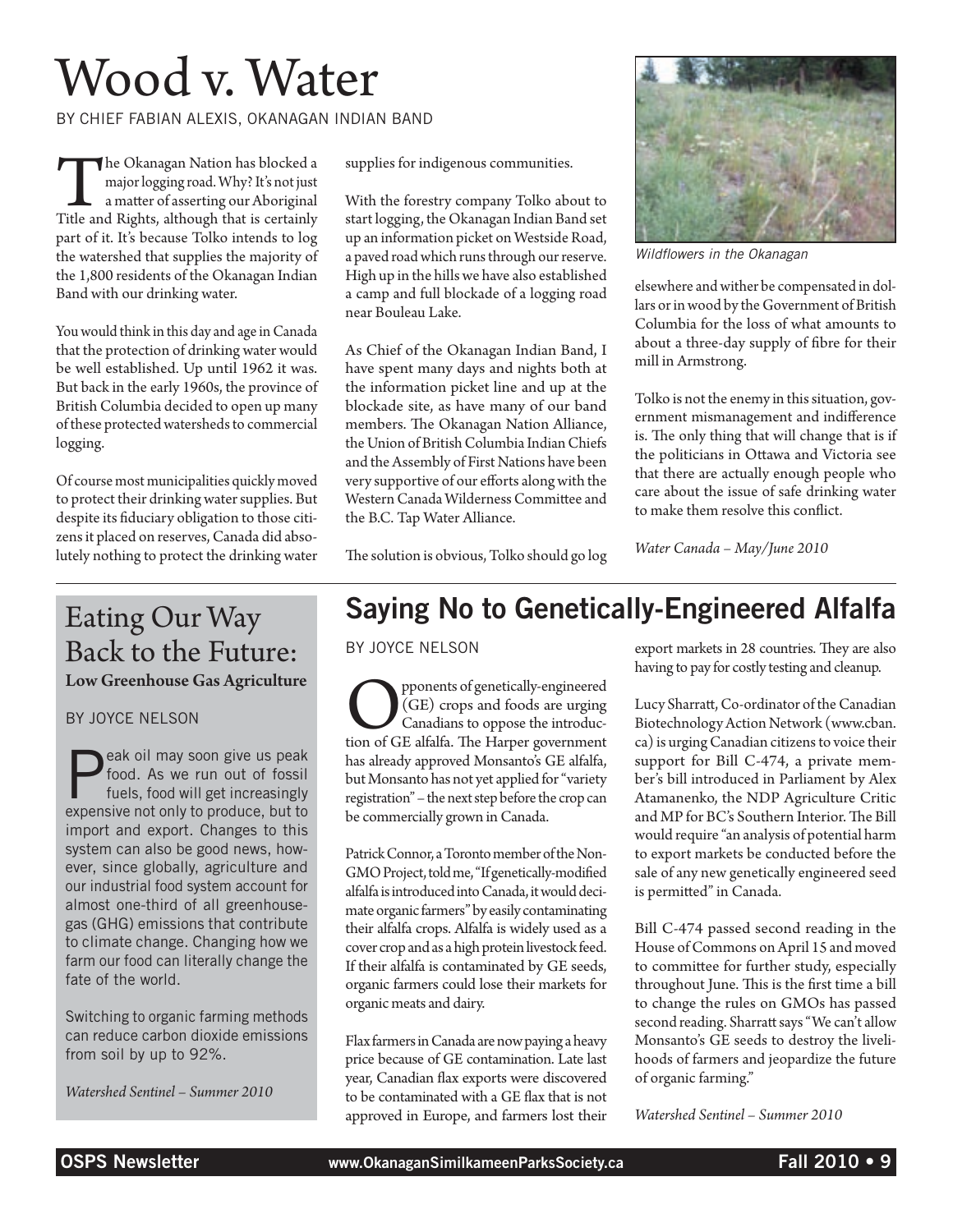# Wood v. Water

BY CHIEF FABIAN ALEXIS, OKANAGAN INDIAN BAND

The Okanagan Nation has blocked a major logging road. Why? It's not just a matter of asserting our Aboriginal Title and Rights, although that is certainly part of it. It's because Tolko intends to log the watershed that supplies the majority of the 1,800 residents of the Okanagan Indian Band with our drinking water.

You would think in this day and age in Canada that the protection of drinking water would be well established. Up until 1962 it was. But back in the early 1960s, the province of British Columbia decided to open up many of these protected watersheds to commercial logging.

Of course most municipalities quickly moved to protect their drinking water supplies. But despite its fiduciary obligation to those citizens it placed on reserves, Canada did absolutely nothing to protect the drinking water supplies for indigenous communities.

With the forestry company Tolko about to start logging, the Okanagan Indian Band set up an information picket on Westside Road, a paved road which runs through our reserve. High up in the hills we have also established a camp and full blockade of a logging road near Bouleau Lake.

As Chief of the Okanagan Indian Band, I have spent many days and nights both at the information picket line and up at the blockade site, as have many of our band members. The Okanagan Nation Alliance, the Union of British Columbia Indian Chiefs and the Assembly of First Nations have been very supportive of our efforts along with the Western Canada Wilderness Committee and the B.C. Tap Water Alliance.

The solution is obvious, Tolko should go log elsewhere and wither be compensated in dollars or in wood by the Government of British Columbia for the loss of what amounts to about a three-day supply of fibre for their mill in Armstrong.

*Wildflowers in the Okanagan*

Tolko is not the enemy in this situation, government mismanagement and indifference is. The only thing that will change that is if the politicians in Ottawa and Victoria see that there are actually enough people who care about the issue of safe drinking water to make them resolve this conflict.

*Water Canada – May/June 2010*

## Eating Our Way Back to the Future: Low Greenhouse Gas Agriculture

BY JOYCE NELSON

Peak oil may soon give us peak food. As we run out of fossil fuels, food will get increasingly expensive not only to produce, but to import and export. Changes to this system can also be good news, however, since globally, agriculture and our industrial food system account for almost one-third of all greenhouse-gas (GHG) emissions that contribute to climate change. Changing how we farm our food can literally change the fate of the world.

Switching to organic farming methods can reduce carbon dioxide emissions from soil by up to 92%.

*Watershed Sentinel – Summer 2010*

## Saying No to Genetically-Engineered Alfalfa

BY JOYCE NELSON

Opponents of genetically-engineered (GE) crops and foods are urging Canadians to oppose the introduction of GE alfalfa. The Harper government has already approved Monsanto's GE alfalfa, but Monsanto has not yet applied for "variety registration" – the next step before the crop can be commercially grown in Canada.

Patrick Connor, a Toronto member of the Non-GMO Project, told me, "If genetically-modified alfalfa is introduced into Canada, it would decimate organic farmers" by easily contaminating their alfalfa crops. Alfalfa is widely used as a cover crop and as a high protein livestock feed. If their alfalfa is contaminated by GE seeds, organic farmers could lose their markets for organic meats and dairy.

Flax farmers in Canada are now paying a heavy price because of GE contamination. Late last year, Canadian flax exports were discovered to be contaminated with a GE flax that is not approved in Europe, and farmers lost their export markets in 28 countries. They are also having to pay for costly testing and cleanup.

Lucy Sharratt, Co-ordinator of the Canadian Biotechnology Action Network (www.cban.ca) is urging Canadian citizens to voice their support for Bill C-474, a private member's bill introduced in Parliament by Alex Atamanenko, the NDP Agriculture Critic and MP for BC's Southern Interior. The Bill would require "an analysis of potential harm to export markets be conducted before the sale of any new genetically engineered seed is permitted" in Canada.

Bill C-474 passed second reading in the House of Commons on April 15 and moved to committee for further study, especially throughout June. This is the first time a bill to change the rules on GMOs has passed second reading. Sharratt says "We can't allow Monsanto's GE seeds to destroy the livelihoods of farmers and jeopardize the future of organic farming."

*Watershed Sentinel – Summer 2010*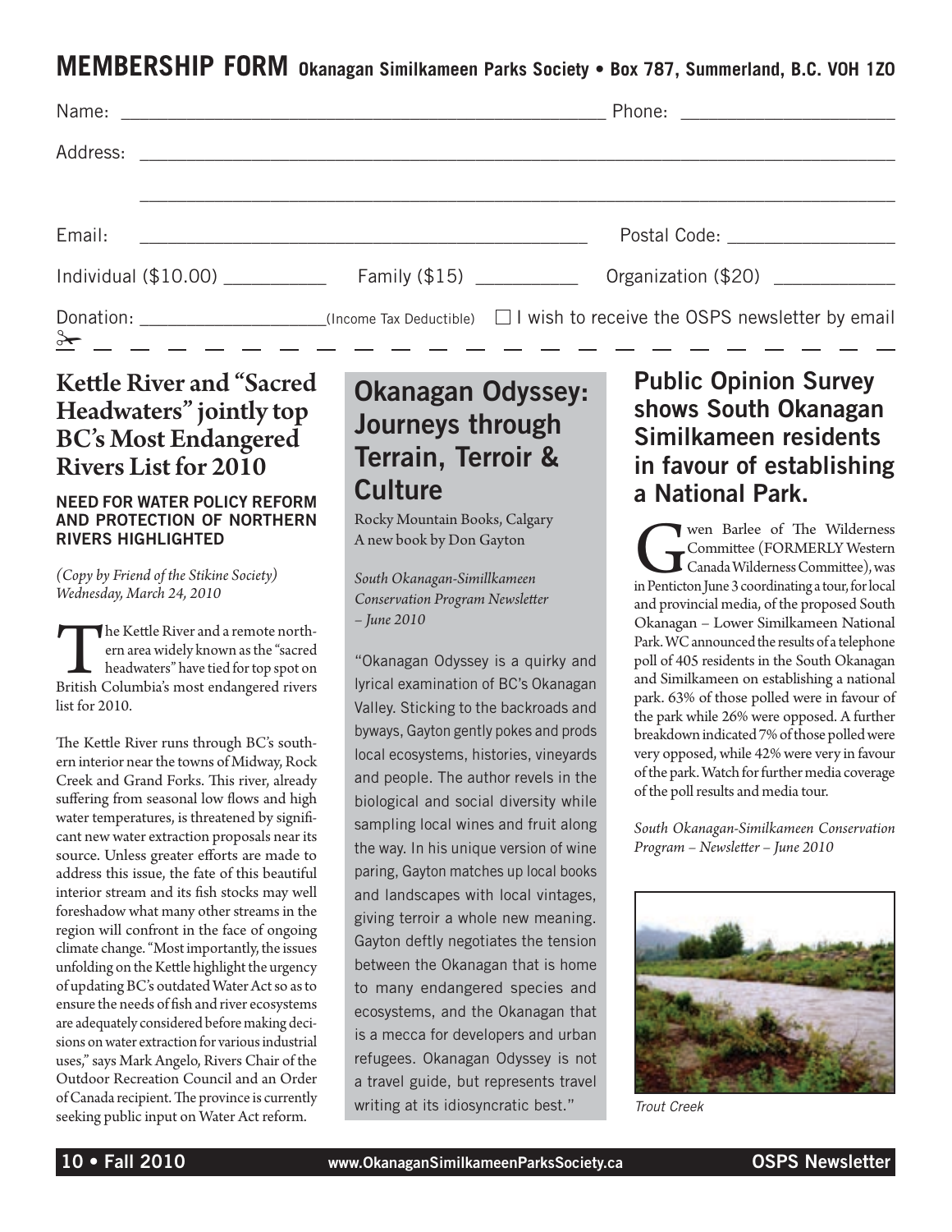## MEMBERSHIP FORM Okanagan Similkameen Parks Society • Box 787, Summerland, B.C. V0H 1Z0

Name: ______________________________ Phone: ______________

Address: ______________________________________________

______________________________________________

Email: ______________________________ Postal Code: ______________

Individual ($10.00) __________ Family ($15) __________ Organization ($20) __________

Donation: __________________(Income Tax Deductible) ☐ I wish to receive the OSPS newsletter by email

## Kettle River and "Sacred Headwaters" jointly top BC's Most Endangered Rivers List for 2010

### NEED FOR WATER POLICY REFORM AND PROTECTION OF NORTHERN RIVERS HIGHLIGHTED

*(Copy by Friend of the Stikine Society)*
*Wednesday, March 24, 2010*

The Kettle River and a remote northern area widely known as the "sacred headwaters" have tied for top spot on British Columbia's most endangered rivers list for 2010.

The Kettle River runs through BC's southern interior near the towns of Midway, Rock Creek and Grand Forks. This river, already suffering from seasonal low flows and high water temperatures, is threatened by significant new water extraction proposals near its source. Unless greater efforts are made to address this issue, the fate of this beautiful interior stream and its fish stocks may well foreshadow what many other streams in the region will confront in the face of ongoing climate change. "Most importantly, the issues unfolding on the Kettle highlight the urgency of updating BC's outdated Water Act so as to ensure the needs of fish and river ecosystems are adequately considered before making decisions on water extraction for various industrial uses," says Mark Angelo, Rivers Chair of the Outdoor Recreation Council and an Order of Canada recipient. The province is currently seeking public input on Water Act reform.

## Okanagan Odyssey: Journeys through Terrain, Terroir & Culture

Rocky Mountain Books, Calgary
A new book by Don Gayton

*South Okanagan-Similkameen Conservation Program Newsletter – June 2010*

"Okanagan Odyssey is a quirky and lyrical examination of BC's Okanagan Valley. Sticking to the backroads and byways, Gayton gently pokes and prods local ecosystems, histories, vineyards and people. The author revels in the biological and social diversity while sampling local wines and fruit along the way. In his unique version of wine paring, Gayton matches up local books and landscapes with local vintages, giving terroir a whole new meaning. Gayton deftly negotiates the tension between the Okanagan that is home to many endangered species and ecosystems, and the Okanagan that is a mecca for developers and urban refugees. Okanagan Odyssey is not a travel guide, but represents travel writing at its idiosyncratic best."

## Public Opinion Survey shows South Okanagan Similkameen residents in favour of establishing a National Park.

Gwen Barlee of The Wilderness Committee (FORMERLY Western Canada Wilderness Committee), was in Penticton June 3 coordinating a tour, for local and provincial media, of the proposed South Okanagan – Lower Similkameen National Park. WC announced the results of a telephone poll of 405 residents in the South Okanagan and Similkameen on establishing a national park. 63% of those polled were in favour of the park while 26% were opposed. A further breakdown indicated 7% of those polled were very opposed, while 42% were very in favour of the park. Watch for further media coverage of the poll results and media tour.

*South Okanagan-Similkameen Conservation Program – Newsletter – June 2010*

Trout Creek